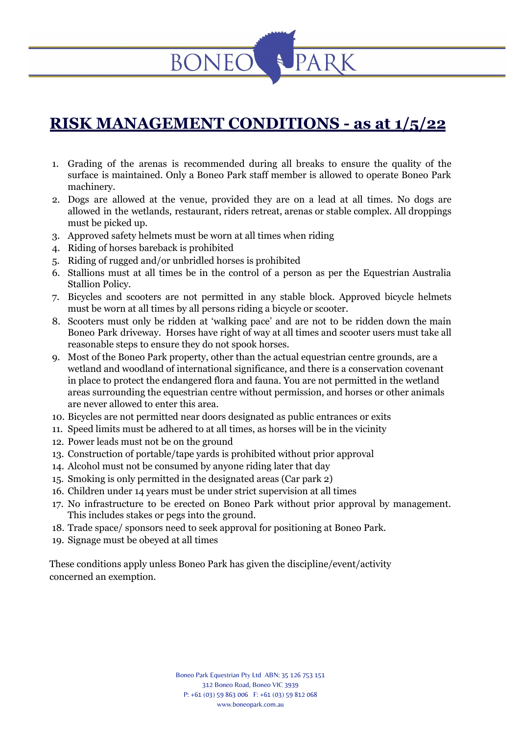# BONEO PARK

## RISK MANAGEMENT CONDITIONS - as at 1/5/22

1. Grading of the arenas is recommended during all breaks to ensure the quality of the surface is maintained. Only a Boneo Park staff member is allowed to operate Boneo Park machinery.
2. Dogs are allowed at the venue, provided they are on a lead at all times. No dogs are allowed in the wetlands, restaurant, riders retreat, arenas or stable complex. All droppings must be picked up.
3. Approved safety helmets must be worn at all times when riding
4. Riding of horses bareback is prohibited
5. Riding of rugged and/or unbridled horses is prohibited
6. Stallions must at all times be in the control of a person as per the Equestrian Australia Stallion Policy.
7. Bicycles and scooters are not permitted in any stable block. Approved bicycle helmets must be worn at all times by all persons riding a bicycle or scooter.
8. Scooters must only be ridden at 'walking pace' and are not to be ridden down the main Boneo Park driveway. Horses have right of way at all times and scooter users must take all reasonable steps to ensure they do not spook horses.
9. Most of the Boneo Park property, other than the actual equestrian centre grounds, are a wetland and woodland of international significance, and there is a conservation covenant in place to protect the endangered flora and fauna. You are not permitted in the wetland areas surrounding the equestrian centre without permission, and horses or other animals are never allowed to enter this area.
10. Bicycles are not permitted near doors designated as public entrances or exits
11. Speed limits must be adhered to at all times, as horses will be in the vicinity
12. Power leads must not be on the ground
13. Construction of portable/tape yards is prohibited without prior approval
14. Alcohol must not be consumed by anyone riding later that day
15. Smoking is only permitted in the designated areas (Car park 2)
16. Children under 14 years must be under strict supervision at all times
17. No infrastructure to be erected on Boneo Park without prior approval by management. This includes stakes or pegs into the ground.
18. Trade space/ sponsors need to seek approval for positioning at Boneo Park.
19. Signage must be obeyed at all times

These conditions apply unless Boneo Park has given the discipline/event/activity concerned an exemption.

Boneo Park Equestrian Pty Ltd ABN: 35 126 753 151
312 Boneo Road, Boneo VIC 3939
P: +61 (03) 59 863 006 F: +61 (03) 59 812 068
www.boneopark.com.au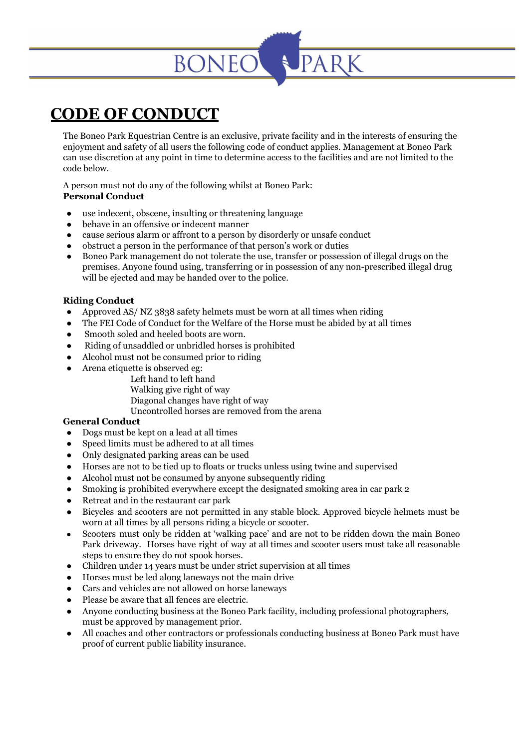# CODE OF CONDUCT

The Boneo Park Equestrian Centre is an exclusive, private facility and in the interests of ensuring the enjoyment and safety of all users the following code of conduct applies. Management at Boneo Park can use discretion at any point in time to determine access to the facilities and are not limited to the code below.

A person must not do any of the following whilst at Boneo Park:

**Personal Conduct**

- use indecent, obscene, insulting or threatening language
- behave in an offensive or indecent manner
- cause serious alarm or affront to a person by disorderly or unsafe conduct
- obstruct a person in the performance of that person's work or duties
- Boneo Park management do not tolerate the use, transfer or possession of illegal drugs on the premises. Anyone found using, transferring or in possession of any non-prescribed illegal drug will be ejected and may be handed over to the police.

**Riding Conduct**

- Approved AS/ NZ 3838 safety helmets must be worn at all times when riding
- The FEI Code of Conduct for the Welfare of the Horse must be abided by at all times
- Smooth soled and heeled boots are worn.
- Riding of unsaddled or unbridled horses is prohibited
- Alcohol must not be consumed prior to riding
- Arena etiquette is observed eg:
  - Left hand to left hand
  - Walking give right of way
  - Diagonal changes have right of way
  - Uncontrolled horses are removed from the arena

**General Conduct**

- Dogs must be kept on a lead at all times
- Speed limits must be adhered to at all times
- Only designated parking areas can be used
- Horses are not to be tied up to floats or trucks unless using twine and supervised
- Alcohol must not be consumed by anyone subsequently riding
- Smoking is prohibited everywhere except the designated smoking area in car park 2
- Retreat and in the restaurant car park
- Bicycles and scooters are not permitted in any stable block. Approved bicycle helmets must be worn at all times by all persons riding a bicycle or scooter.
- Scooters must only be ridden at 'walking pace' and are not to be ridden down the main Boneo Park driveway. Horses have right of way at all times and scooter users must take all reasonable steps to ensure they do not spook horses.
- Children under 14 years must be under strict supervision at all times
- Horses must be led along laneways not the main drive
- Cars and vehicles are not allowed on horse laneways
- Please be aware that all fences are electric.
- Anyone conducting business at the Boneo Park facility, including professional photographers, must be approved by management prior.
- All coaches and other contractors or professionals conducting business at Boneo Park must have proof of current public liability insurance.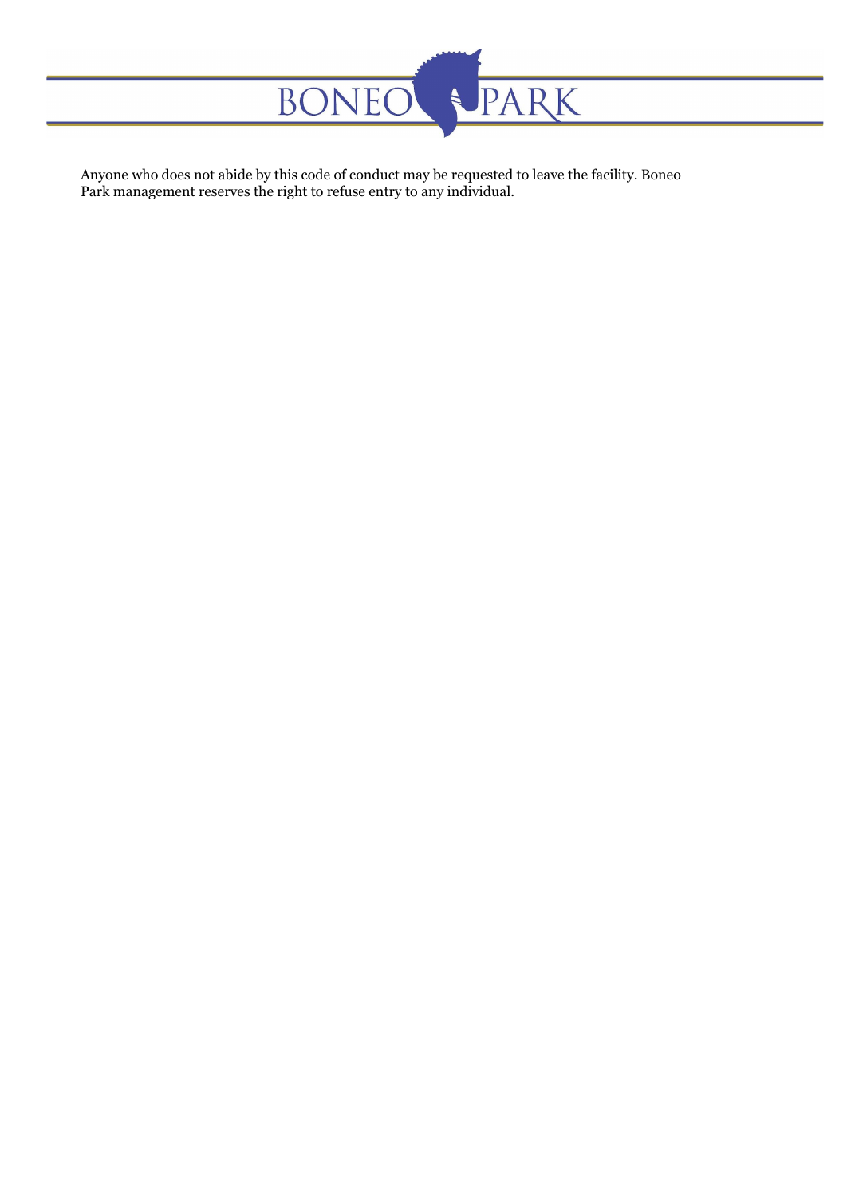Anyone who does not abide by this code of conduct may be requested to leave the facility. Boneo Park management reserves the right to refuse entry to any individual.